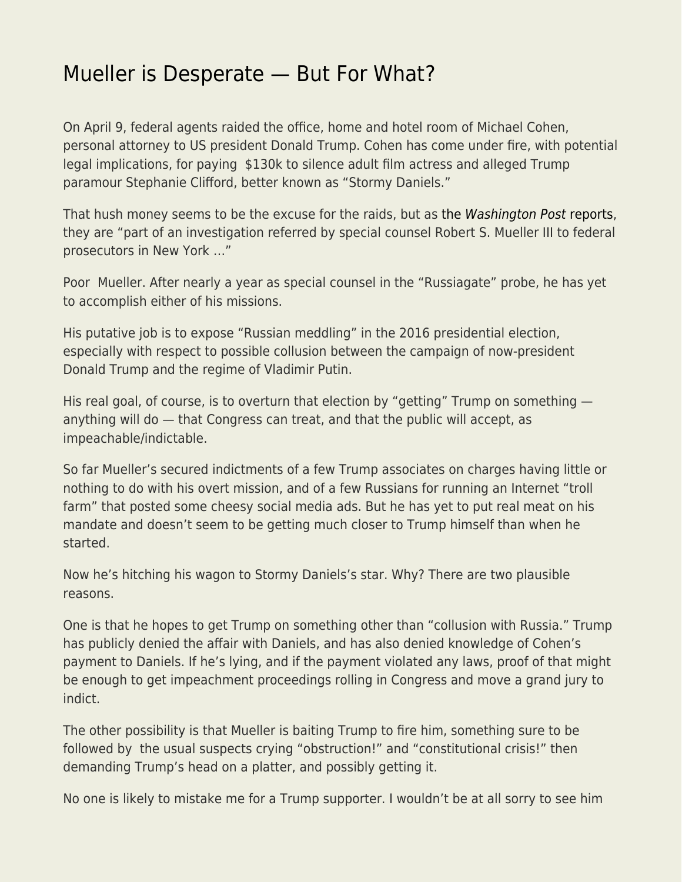# Mueller is Desperate — But For What?

On April 9, federal agents raided the office, home and hotel room of Michael Cohen, personal attorney to US president Donald Trump. Cohen has come under fire, with potential legal implications, for paying $130k to silence adult film actress and alleged Trump paramour Stephanie Clifford, better known as "Stormy Daniels."

That hush money seems to be the excuse for the raids, but as the *Washington Post* reports, they are "part of an investigation referred by special counsel Robert S. Mueller III to federal prosecutors in New York …"

Poor Mueller. After nearly a year as special counsel in the "Russiagate" probe, he has yet to accomplish either of his missions.

His putative job is to expose "Russian meddling" in the 2016 presidential election, especially with respect to possible collusion between the campaign of now-president Donald Trump and the regime of Vladimir Putin.

His real goal, of course, is to overturn that election by "getting" Trump on something — anything will do — that Congress can treat, and that the public will accept, as impeachable/indictable.

So far Mueller's secured indictments of a few Trump associates on charges having little or nothing to do with his overt mission, and of a few Russians for running an Internet "troll farm" that posted some cheesy social media ads. But he has yet to put real meat on his mandate and doesn't seem to be getting much closer to Trump himself than when he started.

Now he's hitching his wagon to Stormy Daniels's star. Why? There are two plausible reasons.

One is that he hopes to get Trump on something other than "collusion with Russia." Trump has publicly denied the affair with Daniels, and has also denied knowledge of Cohen's payment to Daniels. If he's lying, and if the payment violated any laws, proof of that might be enough to get impeachment proceedings rolling in Congress and move a grand jury to indict.

The other possibility is that Mueller is baiting Trump to fire him, something sure to be followed by the usual suspects crying "obstruction!" and "constitutional crisis!" then demanding Trump's head on a platter, and possibly getting it.

No one is likely to mistake me for a Trump supporter. I wouldn't be at all sorry to see him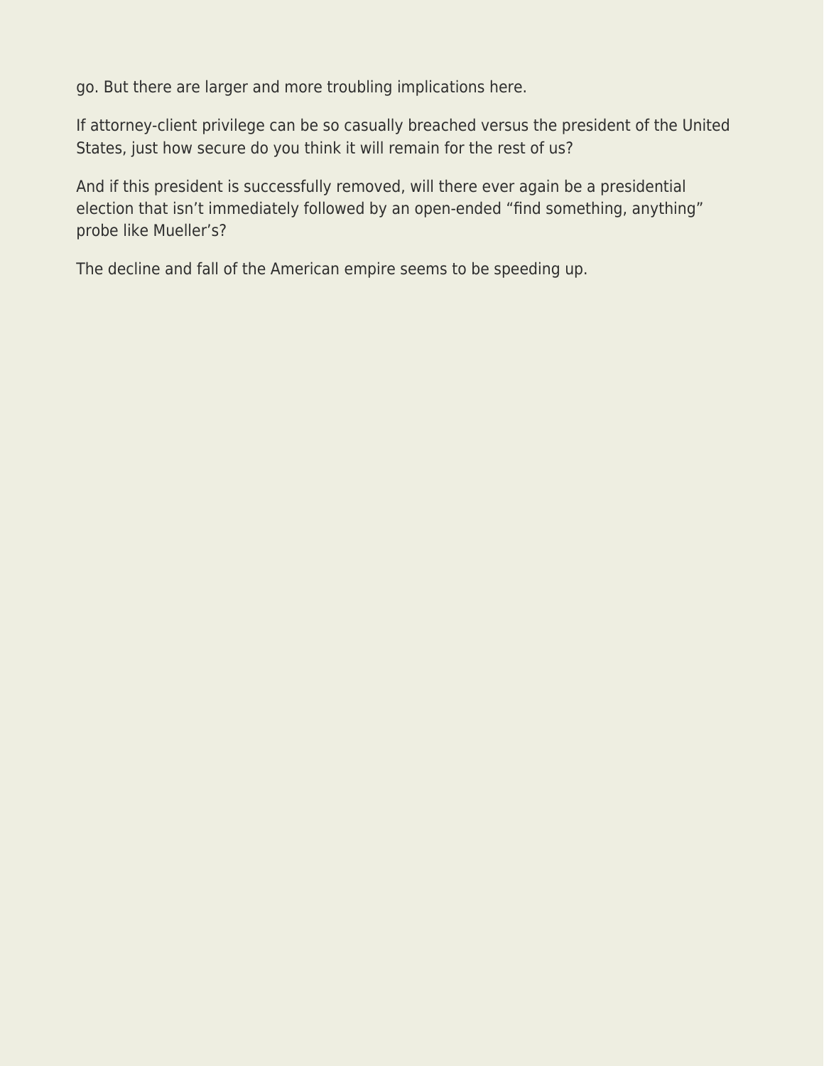go. But there are larger and more troubling implications here.

If attorney-client privilege can be so casually breached versus the president of the United States, just how secure do you think it will remain for the rest of us?

And if this president is successfully removed, will there ever again be a presidential election that isn't immediately followed by an open-ended "find something, anything" probe like Mueller's?

The decline and fall of the American empire seems to be speeding up.